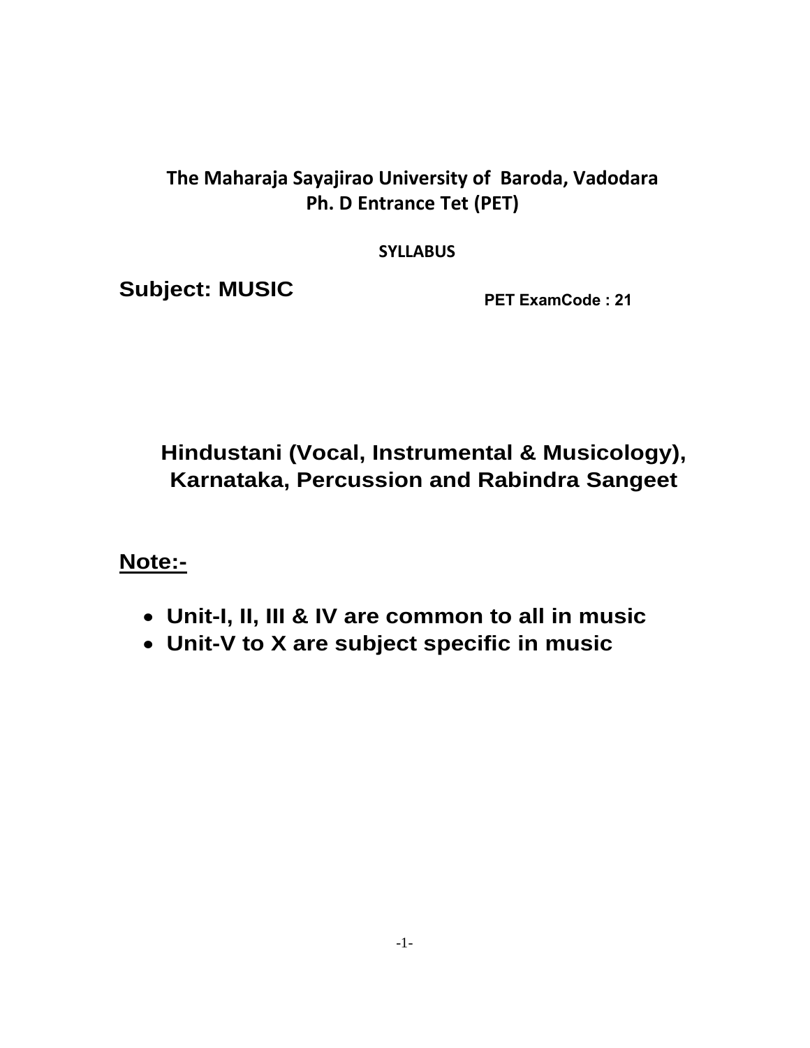# The Maharaja Sayajirao University of Baroda, Vadodara
## Ph. D Entrance Tet (PET)

**SYLLABUS**

**Subject: MUSIC** **PET ExamCode : 21**

## Hindustani (Vocal, Instrumental & Musicology), Karnataka, Percussion and Rabindra Sangeet

**Note:-**

- **Unit-I, II, III & IV are common to all in music**
- **Unit-V to X are subject specific in music**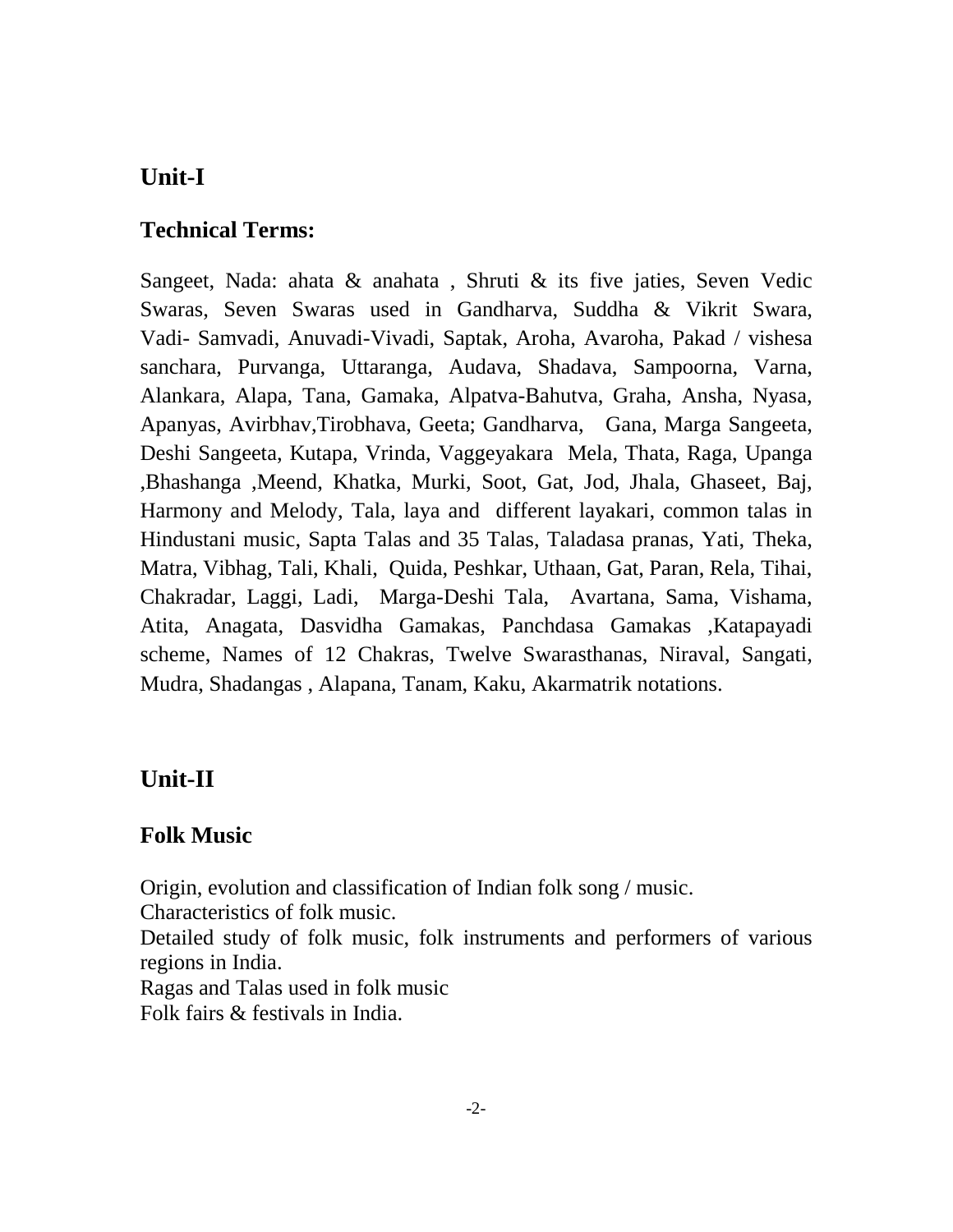## Unit-I

### Technical Terms:

Sangeet, Nada: ahata & anahata , Shruti & its five jaties, Seven Vedic Swaras, Seven Swaras used in Gandharva, Suddha & Vikrit Swara, Vadi- Samvadi, Anuvadi-Vivadi, Saptak, Aroha, Avaroha, Pakad / vishesa sanchara, Purvanga, Uttaranga, Audava, Shadava, Sampoorna, Varna, Alankara, Alapa, Tana, Gamaka, Alpatva-Bahutva, Graha, Ansha, Nyasa, Apanyas, Avirbhav,Tirobhava, Geeta; Gandharva, Gana, Marga Sangeeta, Deshi Sangeeta, Kutapa, Vrinda, Vaggeyakara Mela, Thata, Raga, Upanga ,Bhashanga ,Meend, Khatka, Murki, Soot, Gat, Jod, Jhala, Ghaseet, Baj, Harmony and Melody, Tala, laya and different layakari, common talas in Hindustani music, Sapta Talas and 35 Talas, Taladasa pranas, Yati, Theka, Matra, Vibhag, Tali, Khali, Quida, Peshkar, Uthaan, Gat, Paran, Rela, Tihai, Chakradar, Laggi, Ladi, Marga-Deshi Tala, Avartana, Sama, Vishama, Atita, Anagata, Dasvidha Gamakas, Panchdasa Gamakas ,Katapayadi scheme, Names of 12 Chakras, Twelve Swarasthanas, Niraval, Sangati, Mudra, Shadangas , Alapana, Tanam, Kaku, Akarmatrik notations.

## Unit-II

### Folk Music

Origin, evolution and classification of Indian folk song / music.
Characteristics of folk music.
Detailed study of folk music, folk instruments and performers of various regions in India.
Ragas and Talas used in folk music
Folk fairs & festivals in India.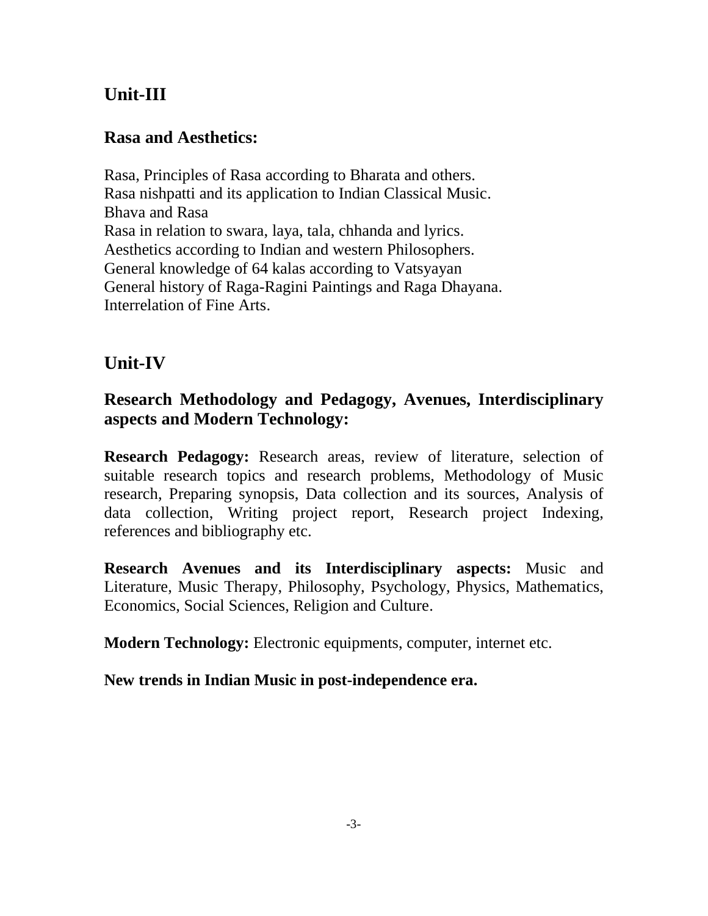## Unit-III

### Rasa and Aesthetics:

Rasa, Principles of Rasa according to Bharata and others.
Rasa nishpatti and its application to Indian Classical Music.
Bhava and Rasa
Rasa in relation to swara, laya, tala, chhanda and lyrics.
Aesthetics according to Indian and western Philosophers.
General knowledge of 64 kalas according to Vatsyayan
General history of Raga-Ragini Paintings and Raga Dhayana.
Interrelation of Fine Arts.

## Unit-IV

### Research Methodology and Pedagogy, Avenues, Interdisciplinary aspects and Modern Technology:

**Research Pedagogy:** Research areas, review of literature, selection of suitable research topics and research problems, Methodology of Music research, Preparing synopsis, Data collection and its sources, Analysis of data collection, Writing project report, Research project Indexing, references and bibliography etc.

**Research Avenues and its Interdisciplinary aspects:** Music and Literature, Music Therapy, Philosophy, Psychology, Physics, Mathematics, Economics, Social Sciences, Religion and Culture.

**Modern Technology:** Electronic equipments, computer, internet etc.

**New trends in Indian Music in post-independence era.**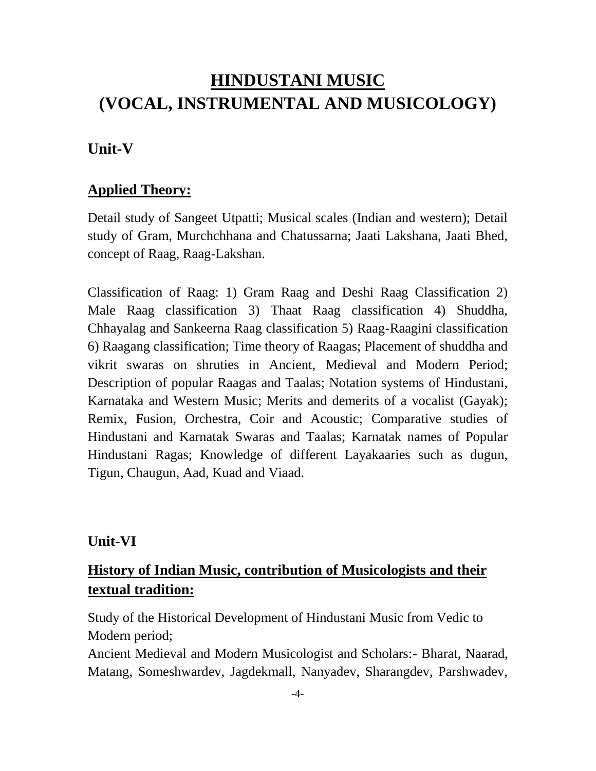# HINDUSTANI MUSIC
# (VOCAL, INSTRUMENTAL AND MUSICOLOGY)

## Unit-V

### Applied Theory:

Detail study of Sangeet Utpatti; Musical scales (Indian and western); Detail study of Gram, Murchchhana and Chatussarna; Jaati Lakshana, Jaati Bhed, concept of Raag, Raag-Lakshan.

Classification of Raag: 1) Gram Raag and Deshi Raag Classification 2) Male Raag classification 3) Thaat Raag classification 4) Shuddha, Chhayalag and Sankeerna Raag classification 5) Raag-Raagini classification 6) Raagang classification; Time theory of Raagas; Placement of shuddha and vikrit swaras on shruties in Ancient, Medieval and Modern Period; Description of popular Raagas and Taalas; Notation systems of Hindustani, Karnataka and Western Music; Merits and demerits of a vocalist (Gayak); Remix, Fusion, Orchestra, Coir and Acoustic; Comparative studies of Hindustani and Karnatak Swaras and Taalas; Karnatak names of Popular Hindustani Ragas; Knowledge of different Layakaaries such as dugun, Tigun, Chaugun, Aad, Kuad and Viaad.

## Unit-VI

### History of Indian Music, contribution of Musicologists and their textual tradition:

Study of the Historical Development of Hindustani Music from Vedic to Modern period;
Ancient Medieval and Modern Musicologist and Scholars:- Bharat, Naarad, Matang, Someshwardev, Jagdekmall, Nanyadev, Sharangdev, Parshwadev,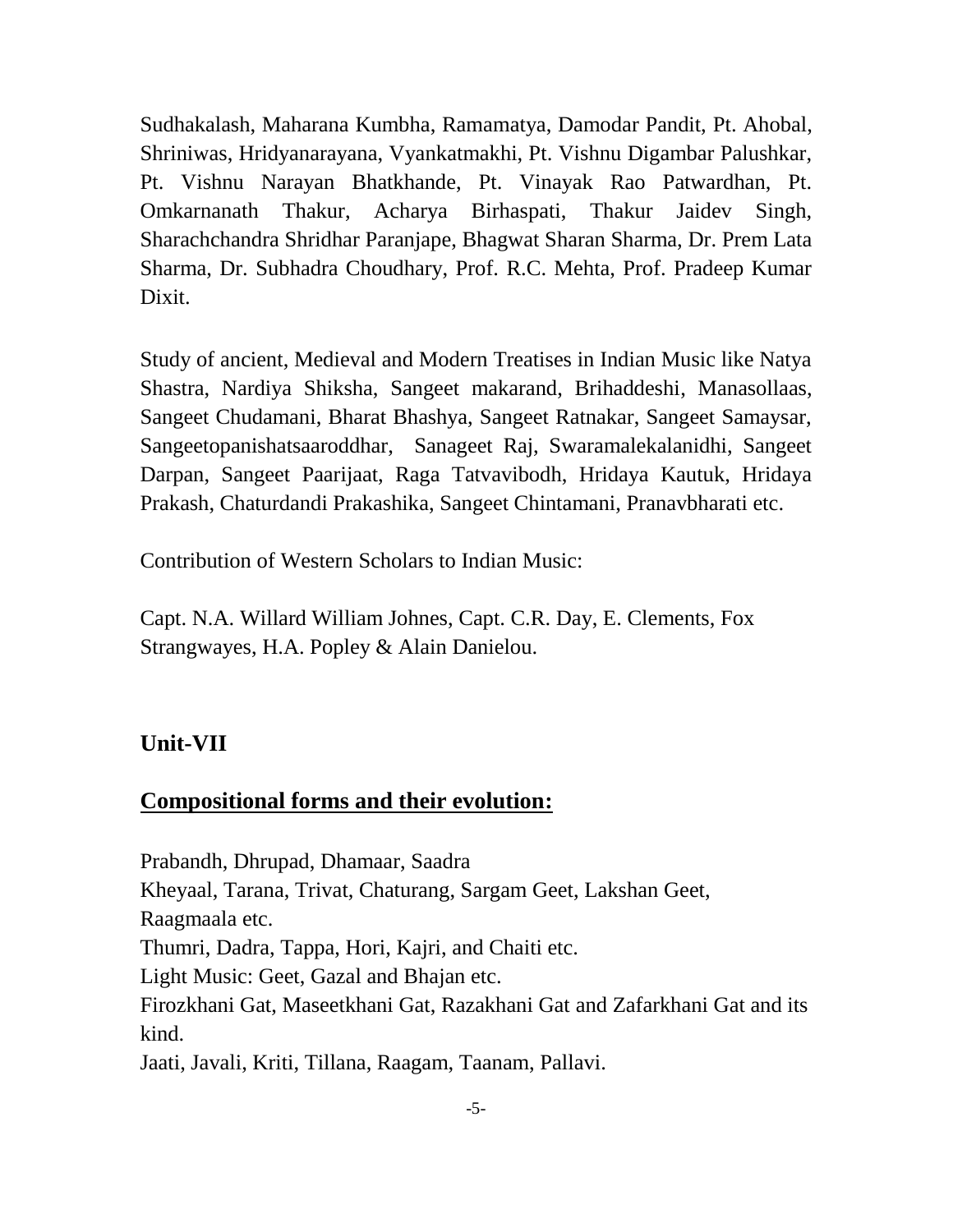Sudhakalash, Maharana Kumbha, Ramamatya, Damodar Pandit, Pt. Ahobal, Shriniwas, Hridyanarayana, Vyankatmakhi, Pt. Vishnu Digambar Palushkar, Pt. Vishnu Narayan Bhatkhande, Pt. Vinayak Rao Patwardhan, Pt. Omkarnanath Thakur, Acharya Birhaspati, Thakur Jaidev Singh, Sharachchandra Shridhar Paranjape, Bhagwat Sharan Sharma, Dr. Prem Lata Sharma, Dr. Subhadra Choudhary, Prof. R.C. Mehta, Prof. Pradeep Kumar Dixit.

Study of ancient, Medieval and Modern Treatises in Indian Music like Natya Shastra, Nardiya Shiksha, Sangeet makarand, Brihaddeshi, Manasollaas, Sangeet Chudamani, Bharat Bhashya, Sangeet Ratnakar, Sangeet Samaysar, Sangeetopanishatsaaroddhar, Sanageet Raj, Swaramalekalanidhi, Sangeet Darpan, Sangeet Paarijaat, Raga Tatvavibodh, Hridaya Kautuk, Hridaya Prakash, Chaturdandi Prakashika, Sangeet Chintamani, Pranavbharati etc.

Contribution of Western Scholars to Indian Music:

Capt. N.A. Willard William Johnes, Capt. C.R. Day, E. Clements, Fox Strangwayes, H.A. Popley & Alain Danielou.

## Unit-VII

### Compositional forms and their evolution:

Prabandh, Dhrupad, Dhamaar, Saadra
Kheyaal, Tarana, Trivat, Chaturang, Sargam Geet, Lakshan Geet, Raagmaala etc.
Thumri, Dadra, Tappa, Hori, Kajri, and Chaiti etc.
Light Music: Geet, Gazal and Bhajan etc.
Firozkhani Gat, Maseetkhani Gat, Razakhani Gat and Zafarkhani Gat and its kind.
Jaati, Javali, Kriti, Tillana, Raagam, Taanam, Pallavi.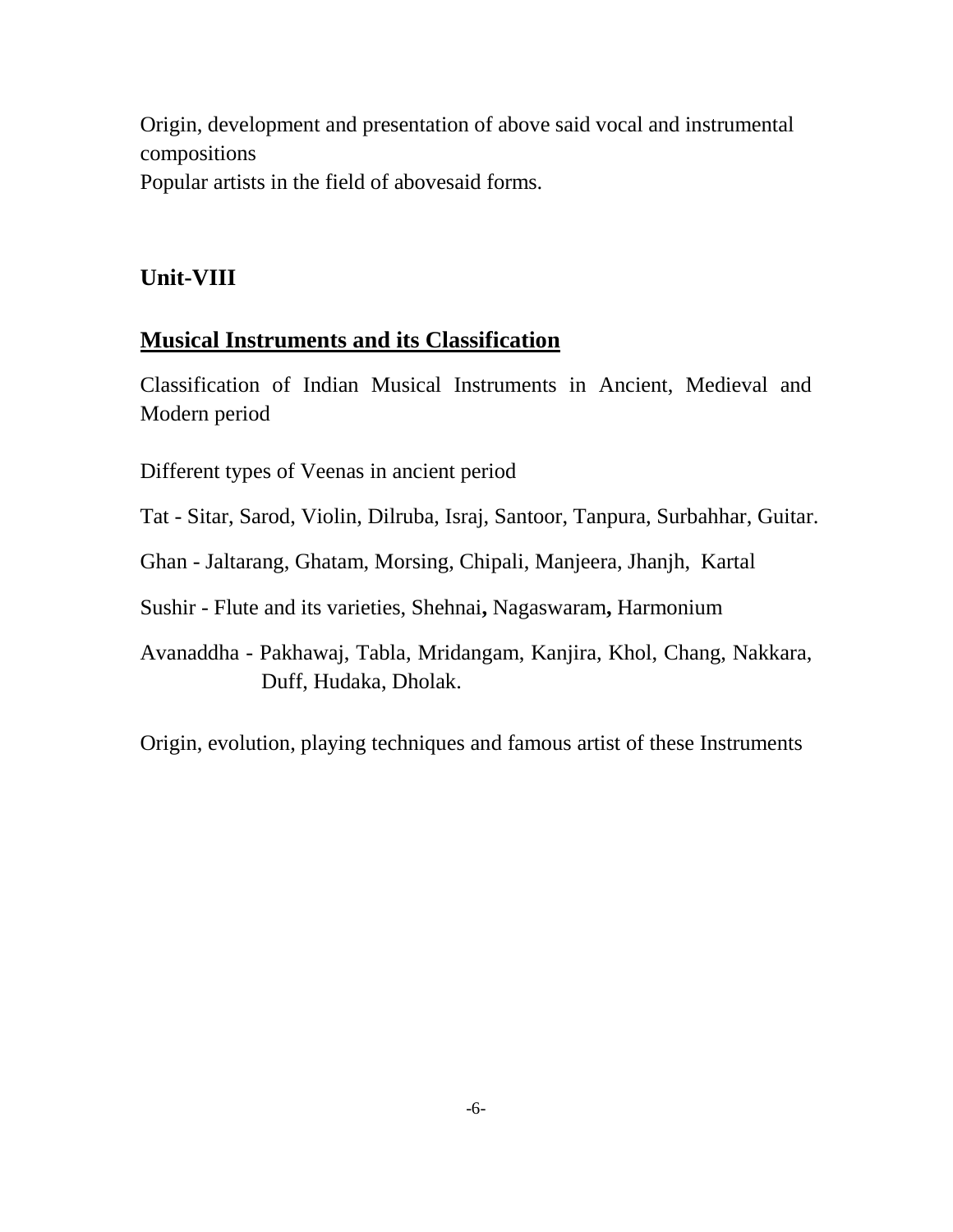Origin, development and presentation of above said vocal and instrumental compositions

Popular artists in the field of abovesaid forms.

## Unit-VIII

### Musical Instruments and its Classification

Classification of Indian Musical Instruments in Ancient, Medieval and Modern period

Different types of Veenas in ancient period

Tat - Sitar, Sarod, Violin, Dilruba, Israj, Santoor, Tanpura, Surbahhar, Guitar.

Ghan - Jaltarang, Ghatam, Morsing, Chipali, Manjeera, Jhanjh, Kartal

Sushir - Flute and its varieties, Shehnai**,** Nagaswaram**,** Harmonium

Avanaddha - Pakhawaj, Tabla, Mridangam, Kanjira, Khol, Chang, Nakkara, Duff, Hudaka, Dholak.

Origin, evolution, playing techniques and famous artist of these Instruments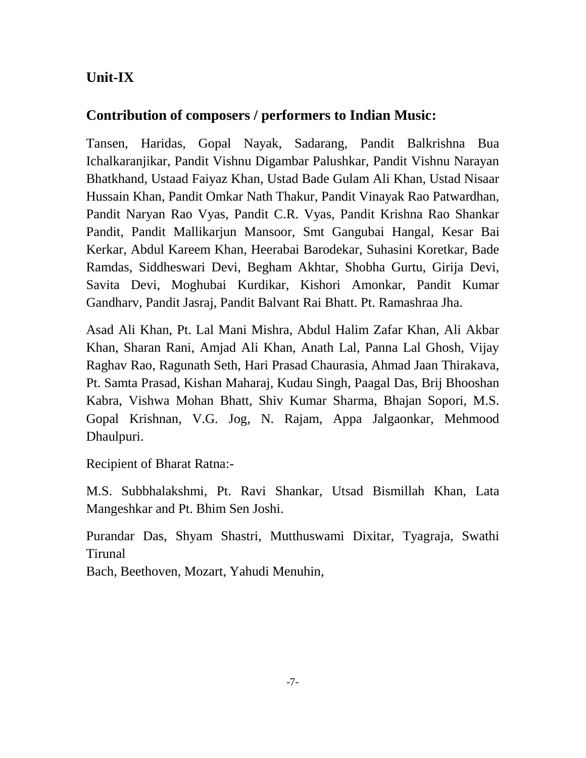## Unit-IX

### Contribution of composers / performers to Indian Music:

Tansen, Haridas, Gopal Nayak, Sadarang, Pandit Balkrishna Bua Ichalkaranjikar, Pandit Vishnu Digambar Palushkar, Pandit Vishnu Narayan Bhatkhand, Ustaad Faiyaz Khan, Ustad Bade Gulam Ali Khan, Ustad Nisaar Hussain Khan, Pandit Omkar Nath Thakur, Pandit Vinayak Rao Patwardhan, Pandit Naryan Rao Vyas, Pandit C.R. Vyas, Pandit Krishna Rao Shankar Pandit, Pandit Mallikarjun Mansoor, Smt Gangubai Hangal, Kesar Bai Kerkar, Abdul Kareem Khan, Heerabai Barodekar, Suhasini Koretkar, Bade Ramdas, Siddheswari Devi, Begham Akhtar, Shobha Gurtu, Girija Devi, Savita Devi, Moghubai Kurdikar, Kishori Amonkar, Pandit Kumar Gandharv, Pandit Jasraj, Pandit Balvant Rai Bhatt. Pt. Ramashraa Jha.

Asad Ali Khan, Pt. Lal Mani Mishra, Abdul Halim Zafar Khan, Ali Akbar Khan, Sharan Rani, Amjad Ali Khan, Anath Lal, Panna Lal Ghosh, Vijay Raghav Rao, Ragunath Seth, Hari Prasad Chaurasia, Ahmad Jaan Thirakava, Pt. Samta Prasad, Kishan Maharaj, Kudau Singh, Paagal Das, Brij Bhooshan Kabra, Vishwa Mohan Bhatt, Shiv Kumar Sharma, Bhajan Sopori, M.S. Gopal Krishnan, V.G. Jog, N. Rajam, Appa Jalgaonkar, Mehmood Dhaulpuri.

Recipient of Bharat Ratna:-

M.S. Subbhalakshmi, Pt. Ravi Shankar, Utsad Bismillah Khan, Lata Mangeshkar and Pt. Bhim Sen Joshi.

Purandar Das, Shyam Shastri, Mutthuswami Dixitar, Tyagraja, Swathi Tirunal
Bach, Beethoven, Mozart, Yahudi Menuhin,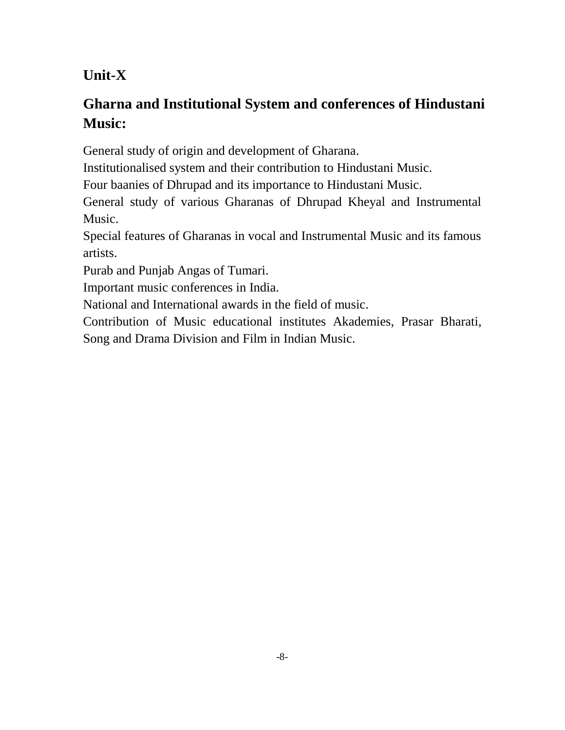## Unit-X

## Gharna and Institutional System and conferences of Hindustani Music:

General study of origin and development of Gharana.
Institutionalised system and their contribution to Hindustani Music.
Four baanies of Dhrupad and its importance to Hindustani Music.
General study of various Gharanas of Dhrupad Kheyal and Instrumental Music.
Special features of Gharanas in vocal and Instrumental Music and its famous artists.
Purab and Punjab Angas of Tumari.
Important music conferences in India.
National and International awards in the field of music.
Contribution of Music educational institutes Akademies, Prasar Bharati, Song and Drama Division and Film in Indian Music.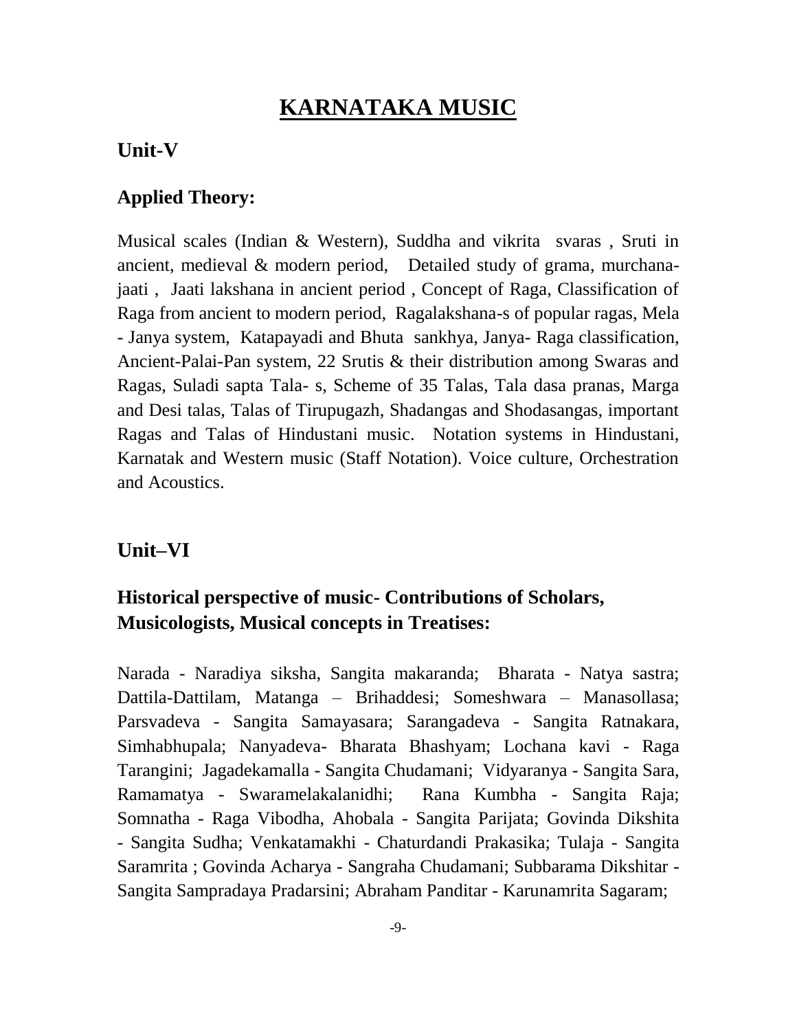# KARNATAKA MUSIC

## Unit-V

### Applied Theory:

Musical scales (Indian & Western), Suddha and vikrita svaras , Sruti in ancient, medieval & modern period, Detailed study of grama, murchana-jaati , Jaati lakshana in ancient period , Concept of Raga, Classification of Raga from ancient to modern period, Ragalakshana-s of popular ragas, Mela - Janya system, Katapayadi and Bhuta sankhya, Janya- Raga classification, Ancient-Palai-Pan system, 22 Srutis & their distribution among Swaras and Ragas, Suladi sapta Tala- s, Scheme of 35 Talas, Tala dasa pranas, Marga and Desi talas, Talas of Tirupugazh, Shadangas and Shodasangas, important Ragas and Talas of Hindustani music. Notation systems in Hindustani, Karnatak and Western music (Staff Notation). Voice culture, Orchestration and Acoustics.

## Unit–VI

### Historical perspective of music- Contributions of Scholars, Musicologists, Musical concepts in Treatises:

Narada - Naradiya siksha, Sangita makaranda; Bharata - Natya sastra; Dattila-Dattilam, Matanga – Brihaddesi; Someshwara – Manasollasa; Parsvadeva - Sangita Samayasara; Sarangadeva - Sangita Ratnakara, Simhabhupala; Nanyadeva- Bharata Bhashyam; Lochana kavi - Raga Tarangini; Jagadekamalla - Sangita Chudamani; Vidyaranya - Sangita Sara, Ramamatya - Swaramelakalanidhi; Rana Kumbha - Sangita Raja; Somnatha - Raga Vibodha, Ahobala - Sangita Parijata; Govinda Dikshita - Sangita Sudha; Venkatamakhi - Chaturdandi Prakasika; Tulaja - Sangita Saramrita ; Govinda Acharya - Sangraha Chudamani; Subbarama Dikshitar - Sangita Sampradaya Pradarsini; Abraham Panditar - Karunamrita Sagaram;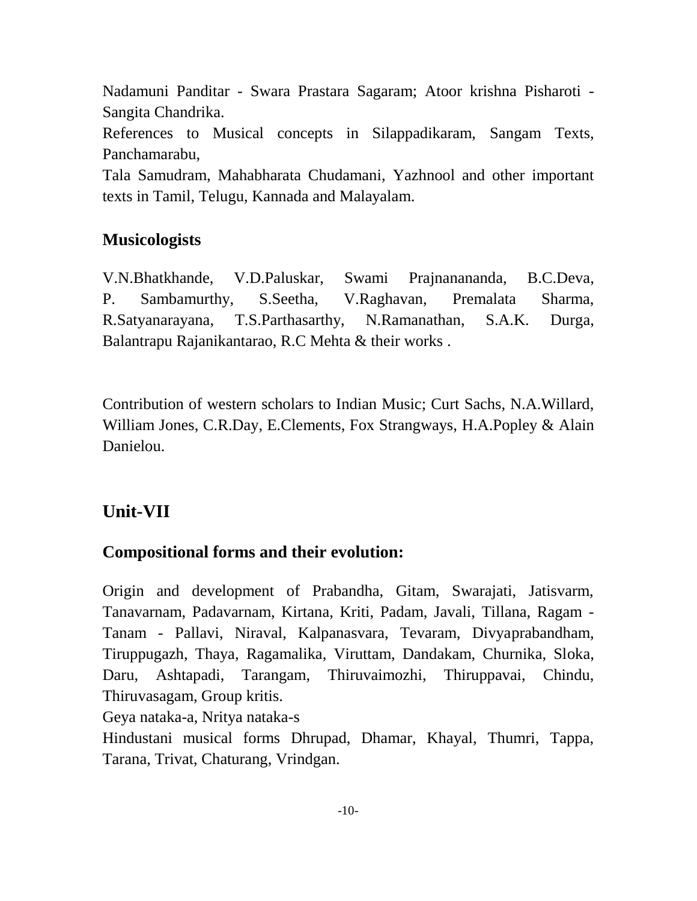Nadamuni Panditar - Swara Prastara Sagaram; Atoor krishna Pisharoti - Sangita Chandrika.

References to Musical concepts in Silappadikaram, Sangam Texts, Panchamarabu,

Tala Samudram, Mahabharata Chudamani, Yazhnool and other important texts in Tamil, Telugu, Kannada and Malayalam.

### Musicologists

V.N.Bhatkhande, V.D.Paluskar, Swami Prajnanananda, B.C.Deva, P. Sambamurthy, S.Seetha, V.Raghavan, Premalata Sharma, R.Satyanarayana, T.S.Parthasarthy, N.Ramanathan, S.A.K. Durga, Balantrapu Rajanikantarao, R.C Mehta & their works .

Contribution of western scholars to Indian Music; Curt Sachs, N.A.Willard, William Jones, C.R.Day, E.Clements, Fox Strangways, H.A.Popley & Alain Danielou.

## Unit-VII

### Compositional forms and their evolution:

Origin and development of Prabandha, Gitam, Swarajati, Jatisvarm, Tanavarnam, Padavarnam, Kirtana, Kriti, Padam, Javali, Tillana, Ragam - Tanam - Pallavi, Niraval, Kalpanasvara, Tevaram, Divyaprabandham, Tiruppugazh, Thaya, Ragamalika, Viruttam, Dandakam, Churnika, Sloka, Daru, Ashtapadi, Tarangam, Thiruvaimozhi, Thiruppavai, Chindu, Thiruvasagam, Group kritis.

Geya nataka-a, Nritya nataka-s

Hindustani musical forms Dhrupad, Dhamar, Khayal, Thumri, Tappa, Tarana, Trivat, Chaturang, Vrindgan.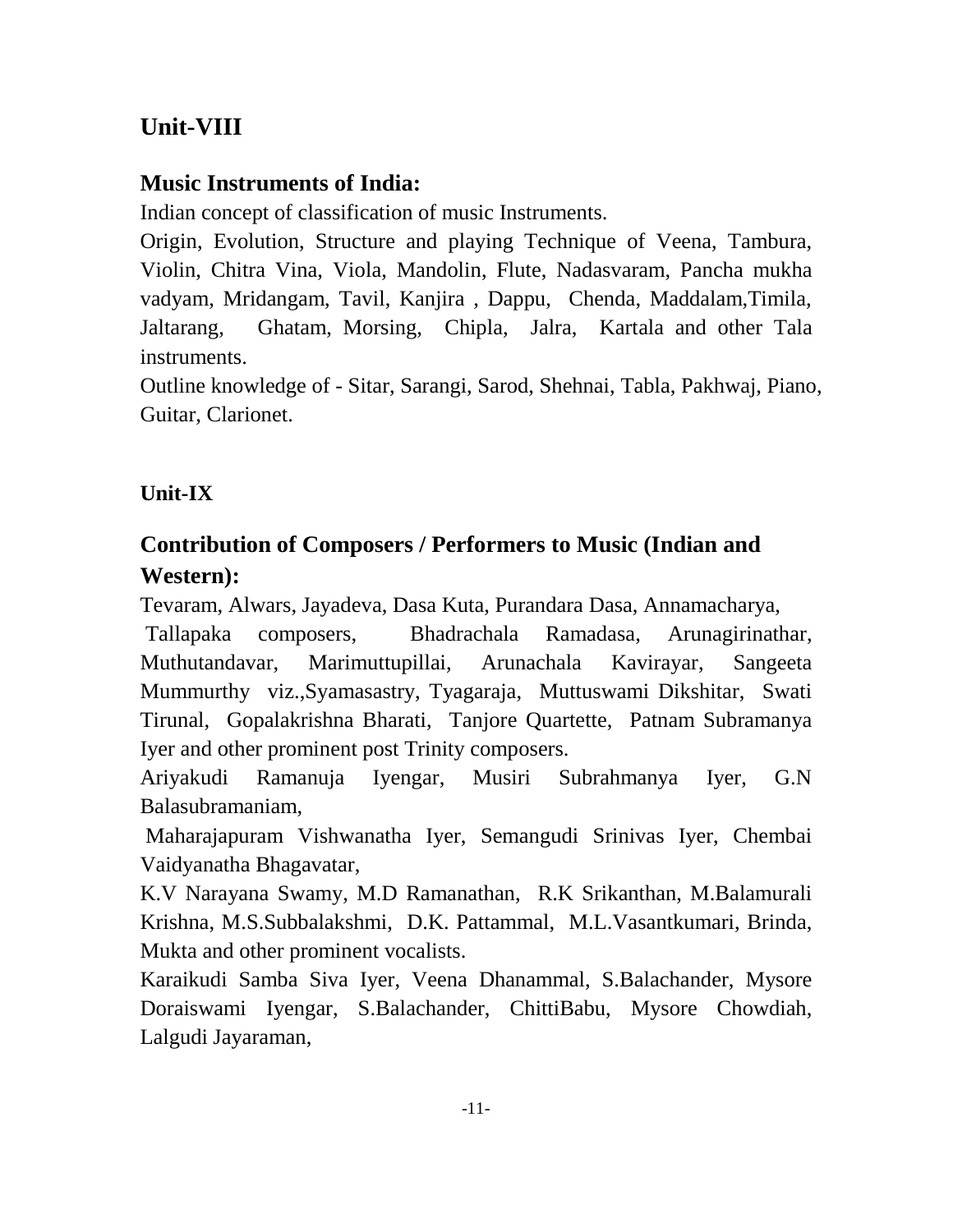## Unit-VIII

### Music Instruments of India:

Indian concept of classification of music Instruments.

Origin, Evolution, Structure and playing Technique of Veena, Tambura, Violin, Chitra Vina, Viola, Mandolin, Flute, Nadasvaram, Pancha mukha vadyam, Mridangam, Tavil, Kanjira , Dappu, Chenda, Maddalam,Timila, Jaltarang, Ghatam, Morsing, Chipla, Jalra, Kartala and other Tala instruments.

Outline knowledge of - Sitar, Sarangi, Sarod, Shehnai, Tabla, Pakhwaj, Piano, Guitar, Clarionet.

## Unit-IX

### Contribution of Composers / Performers to Music (Indian and Western):

Tevaram, Alwars, Jayadeva, Dasa Kuta, Purandara Dasa, Annamacharya, Tallapaka composers, Bhadrachala Ramadasa, Arunagirinathar, Muthutandavar, Marimuttupillai, Arunachala Kavirayar, Sangeeta Mummurthy viz.,Syamasastry, Tyagaraja, Muttuswami Dikshitar, Swati Tirunal, Gopalakrishna Bharati, Tanjore Quartette, Patnam Subramanya Iyer and other prominent post Trinity composers.

Ariyakudi Ramanuja Iyengar, Musiri Subrahmanya Iyer, G.N Balasubramaniam,

Maharajapuram Vishwanatha Iyer, Semangudi Srinivas Iyer, Chembai Vaidyanatha Bhagavatar,

K.V Narayana Swamy, M.D Ramanathan, R.K Srikanthan, M.Balamurali Krishna, M.S.Subbalakshmi, D.K. Pattammal, M.L.Vasantkumari, Brinda, Mukta and other prominent vocalists.

Karaikudi Samba Siva Iyer, Veena Dhanammal, S.Balachander, Mysore Doraiswami Iyengar, S.Balachander, ChittiBabu, Mysore Chowdiah, Lalgudi Jayaraman,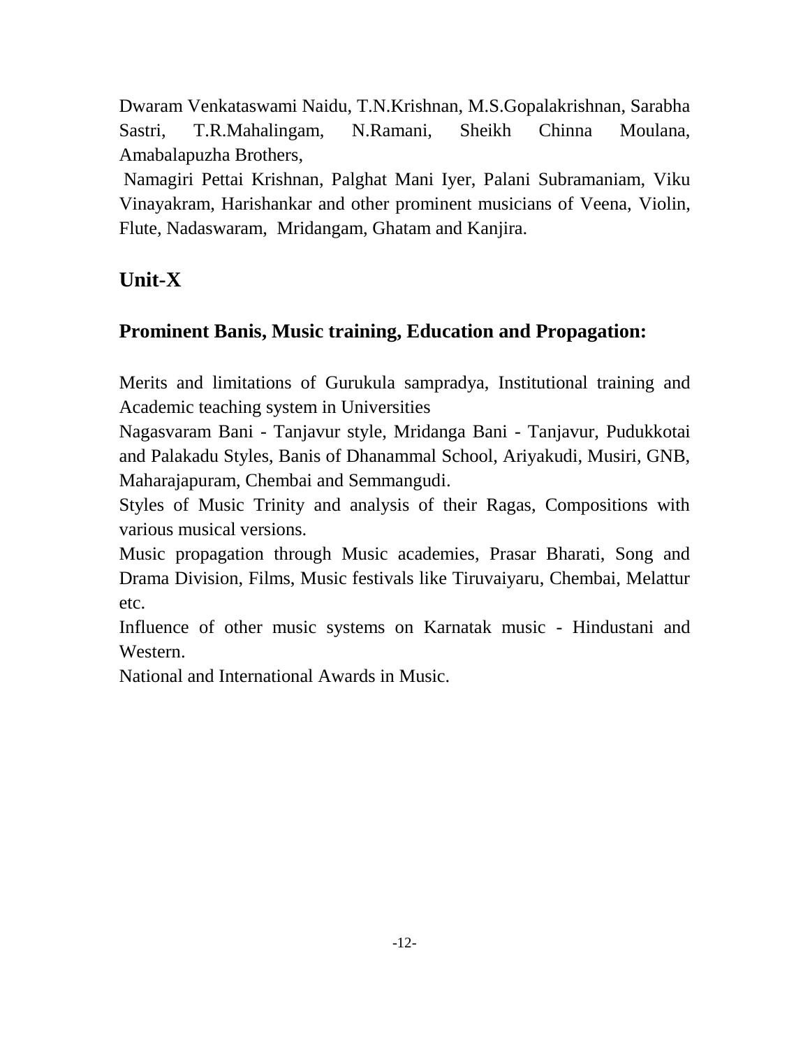Dwaram Venkataswami Naidu, T.N.Krishnan, M.S.Gopalakrishnan, Sarabha Sastri, T.R.Mahalingam, N.Ramani, Sheikh Chinna Moulana, Amabalapuzha Brothers,

Namagiri Pettai Krishnan, Palghat Mani Iyer, Palani Subramaniam, Viku Vinayakram, Harishankar and other prominent musicians of Veena, Violin, Flute, Nadaswaram, Mridangam, Ghatam and Kanjira.

## Unit-X

### Prominent Banis, Music training, Education and Propagation:

Merits and limitations of Gurukula sampradya, Institutional training and Academic teaching system in Universities

Nagasvaram Bani - Tanjavur style, Mridanga Bani - Tanjavur, Pudukkotai and Palakadu Styles, Banis of Dhanammal School, Ariyakudi, Musiri, GNB, Maharajapuram, Chembai and Semmangudi.

Styles of Music Trinity and analysis of their Ragas, Compositions with various musical versions.

Music propagation through Music academies, Prasar Bharati, Song and Drama Division, Films, Music festivals like Tiruvaiyaru, Chembai, Melattur etc.

Influence of other music systems on Karnatak music - Hindustani and Western.

National and International Awards in Music.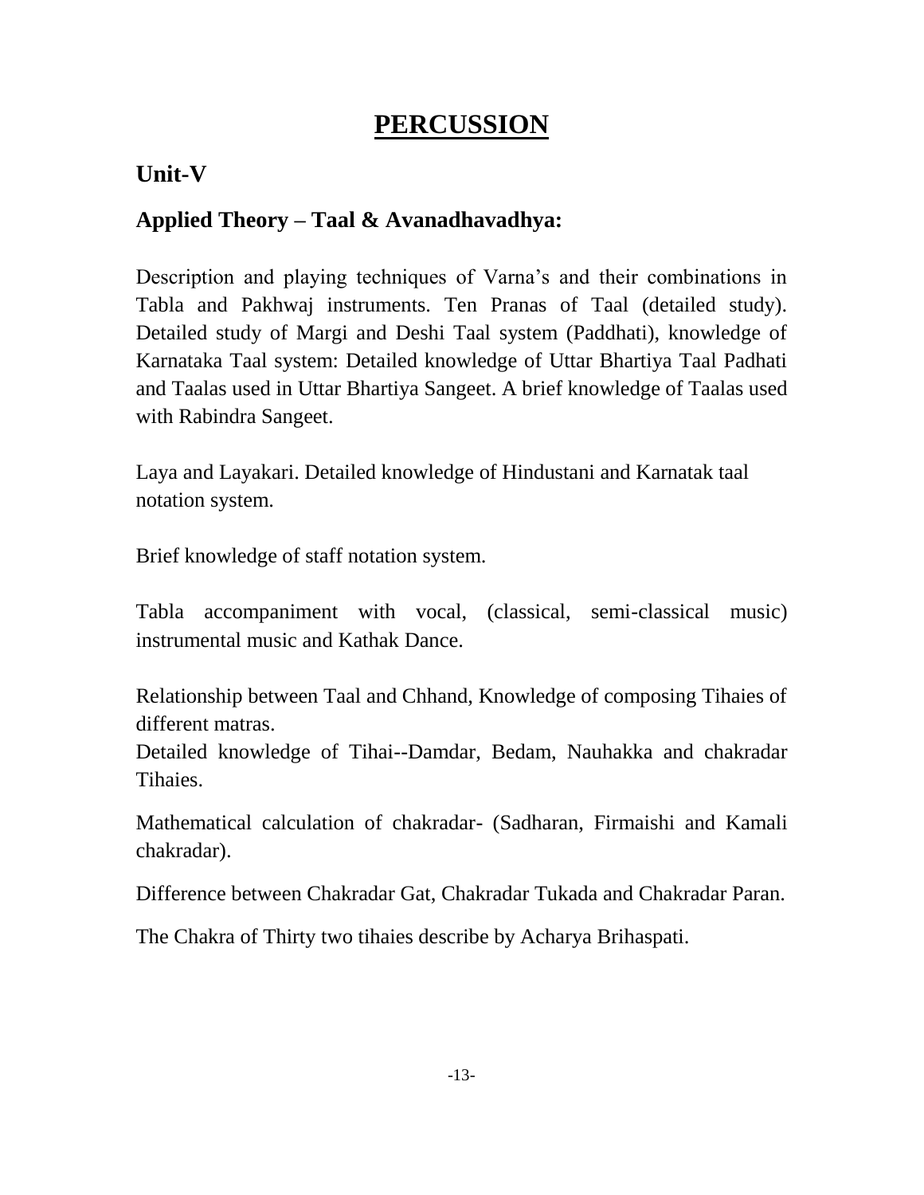# PERCUSSION

## Unit-V

### Applied Theory – Taal & Avanadhavadhya:

Description and playing techniques of Varna's and their combinations in Tabla and Pakhwaj instruments. Ten Pranas of Taal (detailed study). Detailed study of Margi and Deshi Taal system (Paddhati), knowledge of Karnataka Taal system: Detailed knowledge of Uttar Bhartiya Taal Padhati and Taalas used in Uttar Bhartiya Sangeet. A brief knowledge of Taalas used with Rabindra Sangeet.

Laya and Layakari. Detailed knowledge of Hindustani and Karnatak taal notation system.

Brief knowledge of staff notation system.

Tabla accompaniment with vocal, (classical, semi-classical music) instrumental music and Kathak Dance.

Relationship between Taal and Chhand, Knowledge of composing Tihaies of different matras.

Detailed knowledge of Tihai--Damdar, Bedam, Nauhakka and chakradar Tihaies.

Mathematical calculation of chakradar- (Sadharan, Firmaishi and Kamali chakradar).

Difference between Chakradar Gat, Chakradar Tukada and Chakradar Paran.

The Chakra of Thirty two tihaies describe by Acharya Brihaspati.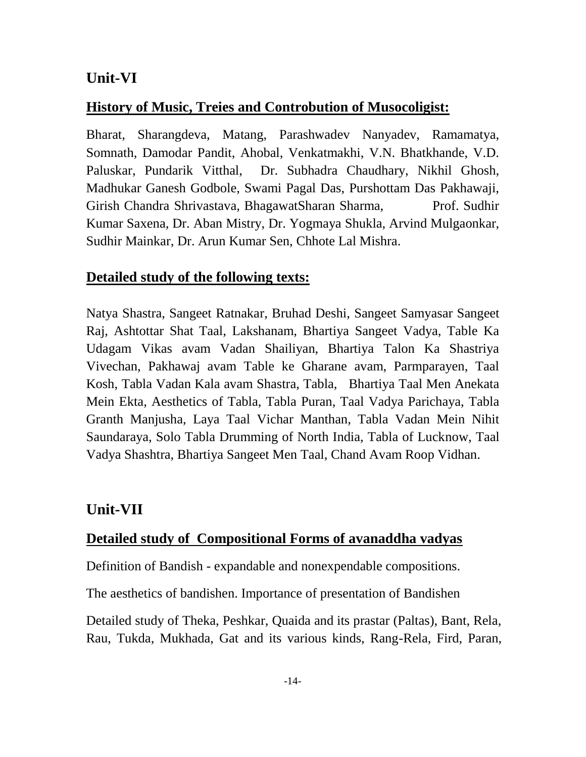## Unit-VI

**History of Music, Treies and Controbution of Musocoligist:**

Bharat, Sharangdeva, Matang, Parashwadev Nanyadev, Ramamatya, Somnath, Damodar Pandit, Ahobal, Venkatmakhi, V.N. Bhatkhande, V.D. Paluskar, Pundarik Vitthal, Dr. Subhadra Chaudhary, Nikhil Ghosh, Madhukar Ganesh Godbole, Swami Pagal Das, Purshottam Das Pakhawaji, Girish Chandra Shrivastava, BhagawatSharan Sharma, Prof. Sudhir Kumar Saxena, Dr. Aban Mistry, Dr. Yogmaya Shukla, Arvind Mulgaonkar, Sudhir Mainkar, Dr. Arun Kumar Sen, Chhote Lal Mishra.

**Detailed study of the following texts:**

Natya Shastra, Sangeet Ratnakar, Bruhad Deshi, Sangeet Samyasar Sangeet Raj, Ashtottar Shat Taal, Lakshanam, Bhartiya Sangeet Vadya, Table Ka Udagam Vikas avam Vadan Shailiyan, Bhartiya Talon Ka Shastriya Vivechan, Pakhawaj avam Table ke Gharane avam, Parmparayen, Taal Kosh, Tabla Vadan Kala avam Shastra, Tabla, Bhartiya Taal Men Anekata Mein Ekta, Aesthetics of Tabla, Tabla Puran, Taal Vadya Parichaya, Tabla Granth Manjusha, Laya Taal Vichar Manthan, Tabla Vadan Mein Nihit Saundaraya, Solo Tabla Drumming of North India, Tabla of Lucknow, Taal Vadya Shashtra, Bhartiya Sangeet Men Taal, Chand Avam Roop Vidhan.

## Unit-VII

**Detailed study of Compositional Forms of avanaddha vadyas**

Definition of Bandish - expandable and nonexpendable compositions.

The aesthetics of bandishen. Importance of presentation of Bandishen

Detailed study of Theka, Peshkar, Quaida and its prastar (Paltas), Bant, Rela, Rau, Tukda, Mukhada, Gat and its various kinds, Rang-Rela, Fird, Paran,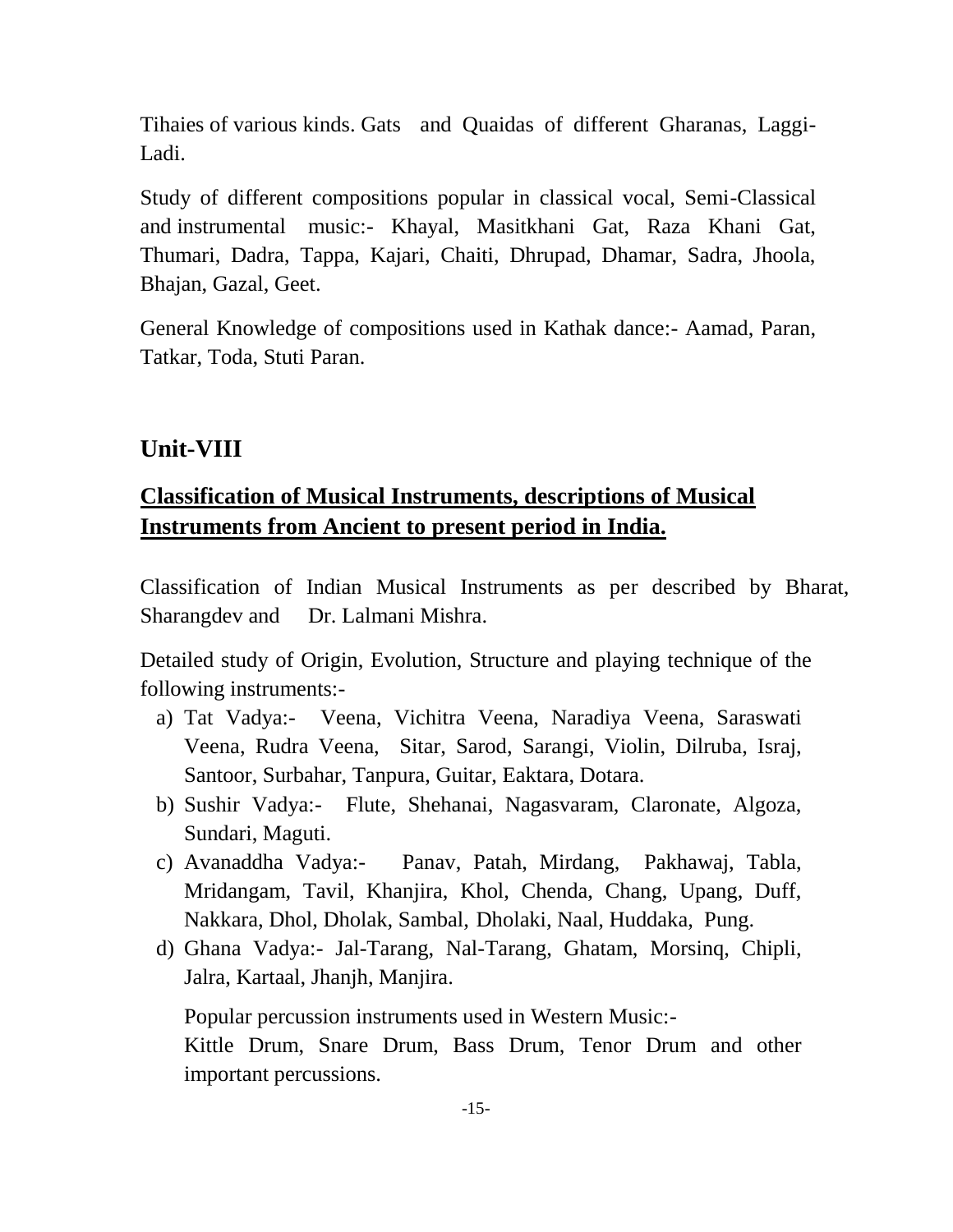Tihaies of various kinds. Gats and Quaidas of different Gharanas, Laggi-Ladi.

Study of different compositions popular in classical vocal, Semi-Classical and instrumental music:- Khayal, Masitkhani Gat, Raza Khani Gat, Thumari, Dadra, Tappa, Kajari, Chaiti, Dhrupad, Dhamar, Sadra, Jhoola, Bhajan, Gazal, Geet.

General Knowledge of compositions used in Kathak dance:- Aamad, Paran, Tatkar, Toda, Stuti Paran.

## Unit-VIII

### **Classification of Musical Instruments, descriptions of Musical Instruments from Ancient to present period in India.**

Classification of Indian Musical Instruments as per described by Bharat, Sharangdev and Dr. Lalmani Mishra.

Detailed study of Origin, Evolution, Structure and playing technique of the following instruments:-

a) Tat Vadya:- Veena, Vichitra Veena, Naradiya Veena, Saraswati Veena, Rudra Veena, Sitar, Sarod, Sarangi, Violin, Dilruba, Israj, Santoor, Surbahar, Tanpura, Guitar, Eaktara, Dotara.
b) Sushir Vadya:- Flute, Shehanai, Nagasvaram, Claronate, Algoza, Sundari, Maguti.
c) Avanaddha Vadya:- Panav, Patah, Mirdang, Pakhawaj, Tabla, Mridangam, Tavil, Khanjira, Khol, Chenda, Chang, Upang, Duff, Nakkara, Dhol, Dholak, Sambal, Dholaki, Naal, Huddaka, Pung.
d) Ghana Vadya:- Jal-Tarang, Nal-Tarang, Ghatam, Morsinq, Chipli, Jalra, Kartaal, Jhanjh, Manjira.

Popular percussion instruments used in Western Music:-
Kittle Drum, Snare Drum, Bass Drum, Tenor Drum and other important percussions.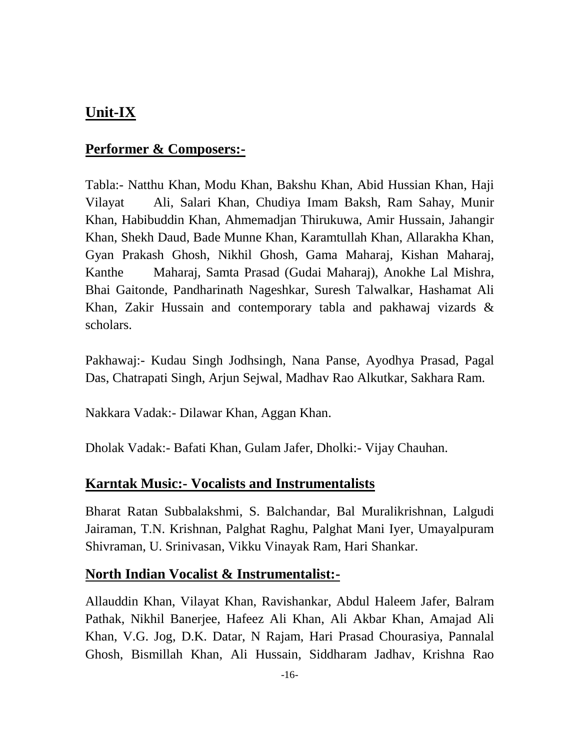## Unit-IX

### Performer & Composers:-

Tabla:- Natthu Khan, Modu Khan, Bakshu Khan, Abid Hussian Khan, Haji Vilayat Ali, Salari Khan, Chudiya Imam Baksh, Ram Sahay, Munir Khan, Habibuddin Khan, Ahmemadjan Thirukuwa, Amir Hussain, Jahangir Khan, Shekh Daud, Bade Munne Khan, Karamtullah Khan, Allarakha Khan, Gyan Prakash Ghosh, Nikhil Ghosh, Gama Maharaj, Kishan Maharaj, Kanthe Maharaj, Samta Prasad (Gudai Maharaj), Anokhe Lal Mishra, Bhai Gaitonde, Pandharinath Nageshkar, Suresh Talwalkar, Hashamat Ali Khan, Zakir Hussain and contemporary tabla and pakhawaj vizards & scholars.

Pakhawaj:- Kudau Singh Jodhsingh, Nana Panse, Ayodhya Prasad, Pagal Das, Chatrapati Singh, Arjun Sejwal, Madhav Rao Alkutkar, Sakhara Ram.

Nakkara Vadak:- Dilawar Khan, Aggan Khan.

Dholak Vadak:- Bafati Khan, Gulam Jafer, Dholki:- Vijay Chauhan.

### Karntak Music:- Vocalists and Instrumentalists

Bharat Ratan Subbalakshmi, S. Balchandar, Bal Muralikrishnan, Lalgudi Jairaman, T.N. Krishnan, Palghat Raghu, Palghat Mani Iyer, Umayalpuram Shivraman, U. Srinivasan, Vikku Vinayak Ram, Hari Shankar.

### North Indian Vocalist & Instrumentalist:-

Allauddin Khan, Vilayat Khan, Ravishankar, Abdul Haleem Jafer, Balram Pathak, Nikhil Banerjee, Hafeez Ali Khan, Ali Akbar Khan, Amajad Ali Khan, V.G. Jog, D.K. Datar, N Rajam, Hari Prasad Chourasiya, Pannalal Ghosh, Bismillah Khan, Ali Hussain, Siddharam Jadhav, Krishna Rao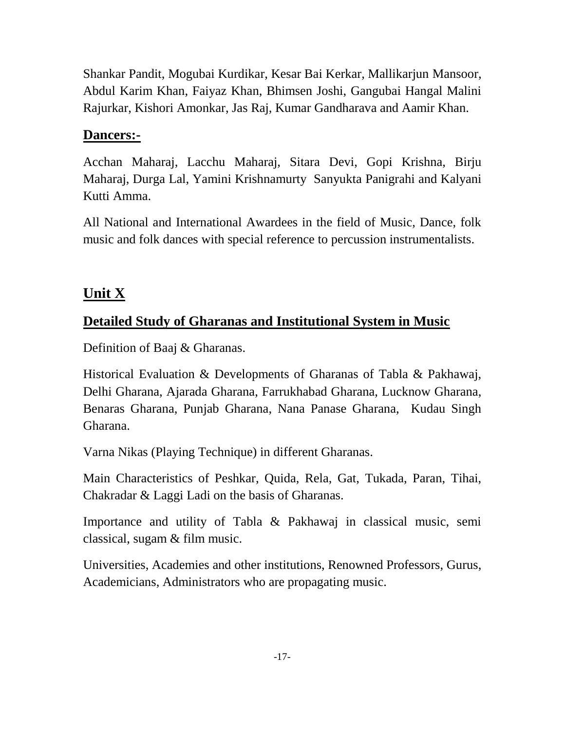Shankar Pandit, Mogubai Kurdikar, Kesar Bai Kerkar, Mallikarjun Mansoor, Abdul Karim Khan, Faiyaz Khan, Bhimsen Joshi, Gangubai Hangal Malini Rajurkar, Kishori Amonkar, Jas Raj, Kumar Gandharava and Aamir Khan.

**Dancers:-**

Acchan Maharaj, Lacchu Maharaj, Sitara Devi, Gopi Krishna, Birju Maharaj, Durga Lal, Yamini Krishnamurty Sanyukta Panigrahi and Kalyani Kutti Amma.

All National and International Awardees in the field of Music, Dance, folk music and folk dances with special reference to percussion instrumentalists.

## Unit X

### Detailed Study of Gharanas and Institutional System in Music

Definition of Baaj & Gharanas.

Historical Evaluation & Developments of Gharanas of Tabla & Pakhawaj, Delhi Gharana, Ajarada Gharana, Farrukhabad Gharana, Lucknow Gharana, Benaras Gharana, Punjab Gharana, Nana Panase Gharana, Kudau Singh Gharana.

Varna Nikas (Playing Technique) in different Gharanas.

Main Characteristics of Peshkar, Quida, Rela, Gat, Tukada, Paran, Tihai, Chakradar & Laggi Ladi on the basis of Gharanas.

Importance and utility of Tabla & Pakhawaj in classical music, semi classical, sugam & film music.

Universities, Academies and other institutions, Renowned Professors, Gurus, Academicians, Administrators who are propagating music.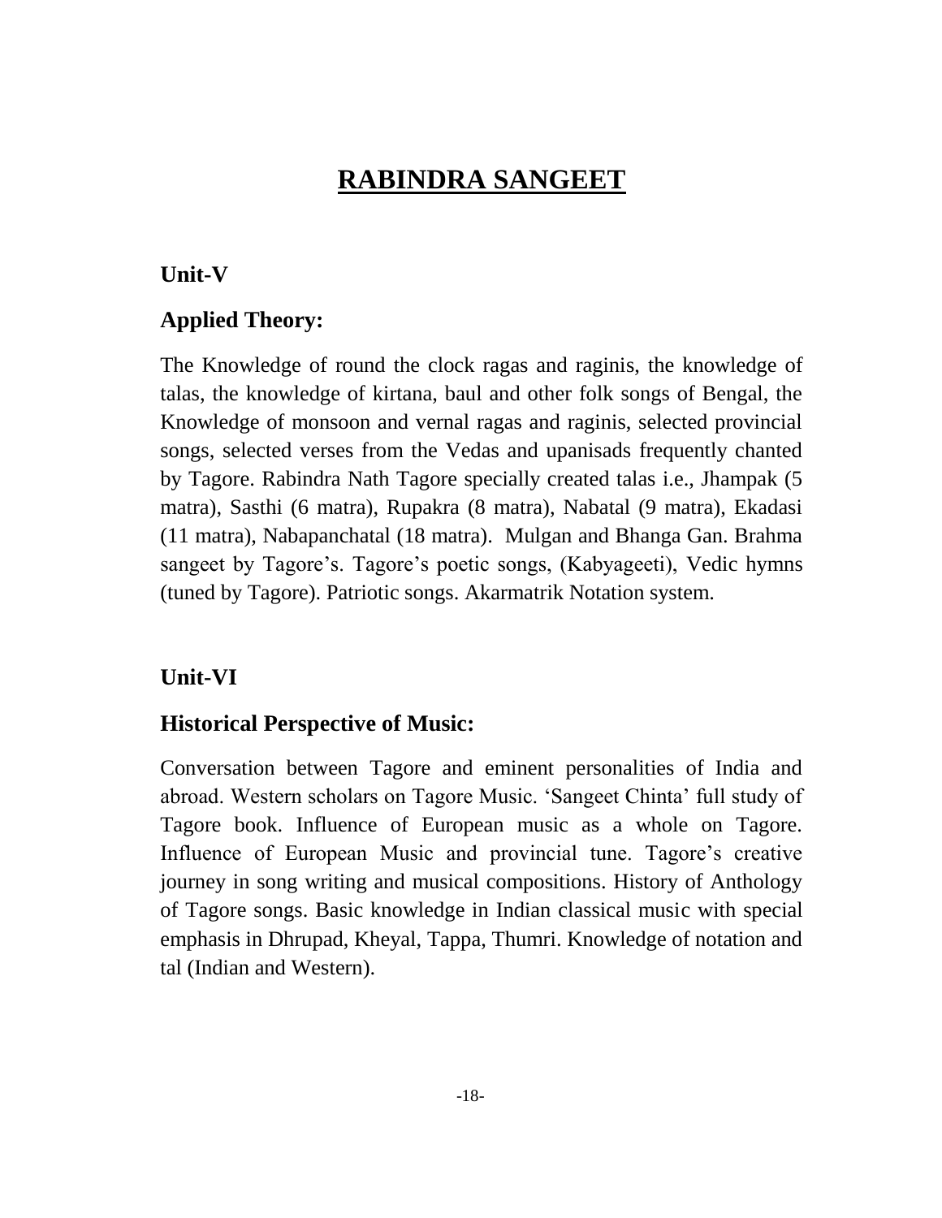# RABINDRA SANGEET

## Unit-V

### Applied Theory:

The Knowledge of round the clock ragas and raginis, the knowledge of talas, the knowledge of kirtana, baul and other folk songs of Bengal, the Knowledge of monsoon and vernal ragas and raginis, selected provincial songs, selected verses from the Vedas and upanisads frequently chanted by Tagore. Rabindra Nath Tagore specially created talas i.e., Jhampak (5 matra), Sasthi (6 matra), Rupakra (8 matra), Nabatal (9 matra), Ekadasi (11 matra), Nabapanchatal (18 matra). Mulgan and Bhanga Gan. Brahma sangeet by Tagore's. Tagore's poetic songs, (Kabyageeti), Vedic hymns (tuned by Tagore). Patriotic songs. Akarmatrik Notation system.

## Unit-VI

### Historical Perspective of Music:

Conversation between Tagore and eminent personalities of India and abroad. Western scholars on Tagore Music. 'Sangeet Chinta' full study of Tagore book. Influence of European music as a whole on Tagore. Influence of European Music and provincial tune. Tagore's creative journey in song writing and musical compositions. History of Anthology of Tagore songs. Basic knowledge in Indian classical music with special emphasis in Dhrupad, Kheyal, Tappa, Thumri. Knowledge of notation and tal (Indian and Western).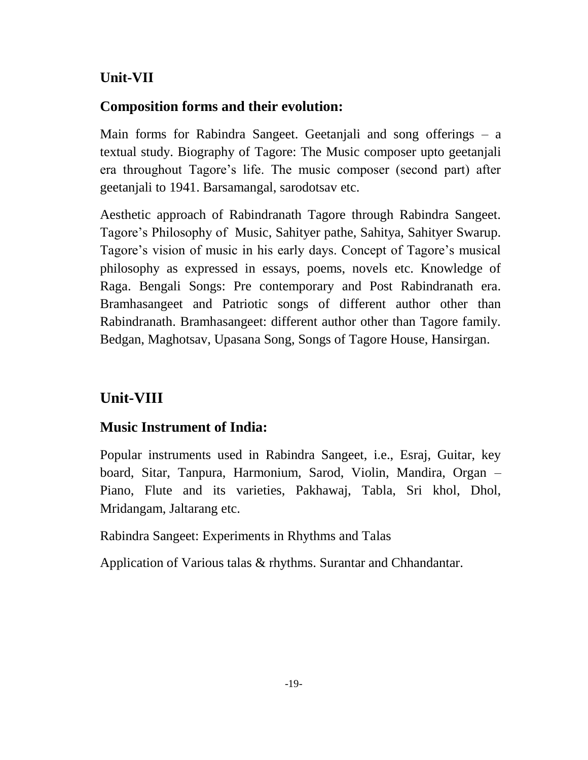## Unit-VII

### Composition forms and their evolution:

Main forms for Rabindra Sangeet. Geetanjali and song offerings – a textual study. Biography of Tagore: The Music composer upto geetanjali era throughout Tagore's life. The music composer (second part) after geetanjali to 1941. Barsamangal, sarodotsav etc.

Aesthetic approach of Rabindranath Tagore through Rabindra Sangeet. Tagore's Philosophy of Music, Sahityer pathe, Sahitya, Sahityer Swarup. Tagore's vision of music in his early days. Concept of Tagore's musical philosophy as expressed in essays, poems, novels etc. Knowledge of Raga. Bengali Songs: Pre contemporary and Post Rabindranath era. Bramhasangeet and Patriotic songs of different author other than Rabindranath. Bramhasangeet: different author other than Tagore family. Bedgan, Maghotsav, Upasana Song, Songs of Tagore House, Hansirgan.

## Unit-VIII

### Music Instrument of India:

Popular instruments used in Rabindra Sangeet, i.e., Esraj, Guitar, key board, Sitar, Tanpura, Harmonium, Sarod, Violin, Mandira, Organ – Piano, Flute and its varieties, Pakhawaj, Tabla, Sri khol, Dhol, Mridangam, Jaltarang etc.

Rabindra Sangeet: Experiments in Rhythms and Talas

Application of Various talas & rhythms. Surantar and Chhandantar.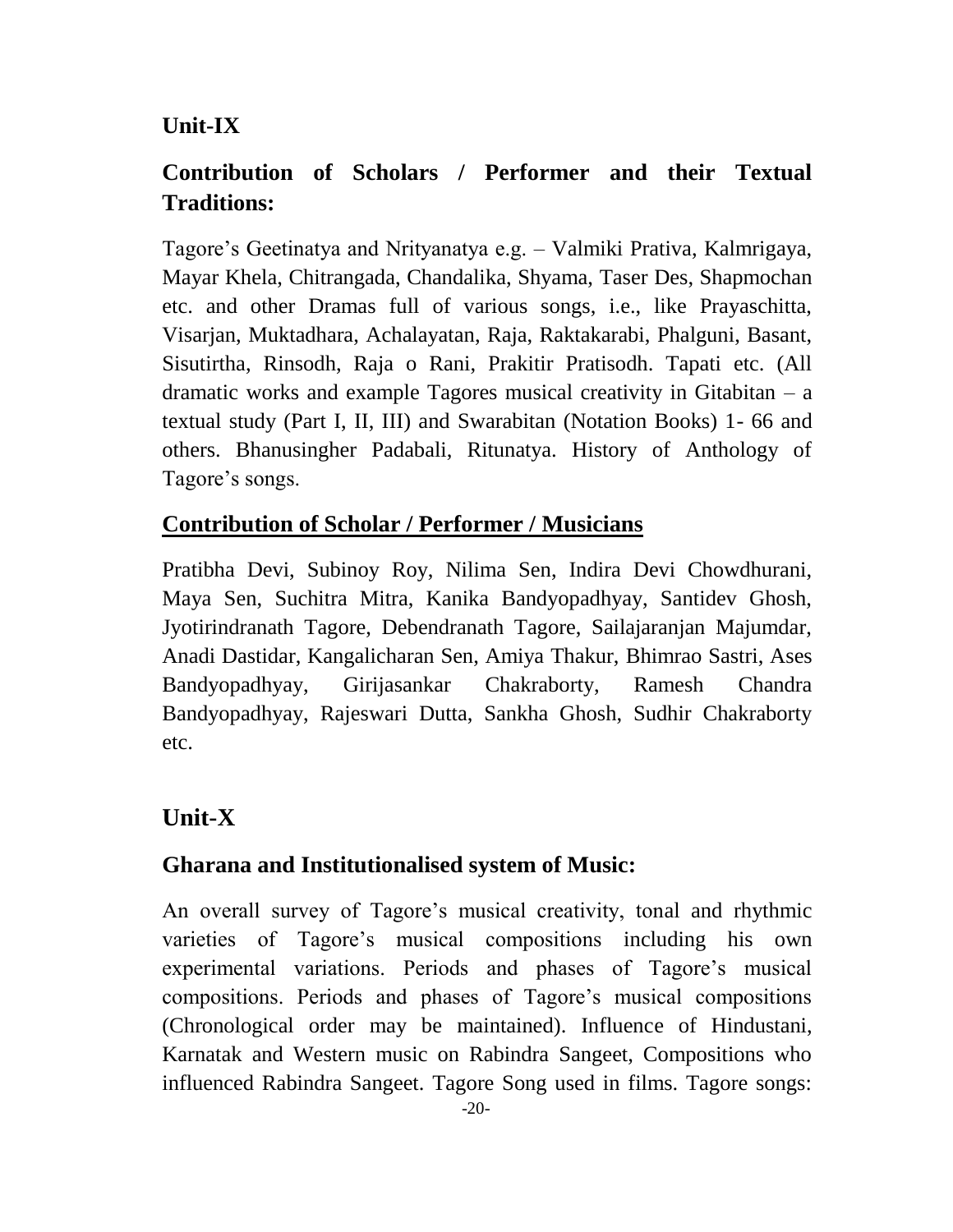## Unit-IX

### Contribution of Scholars / Performer and their Textual Traditions:

Tagore's Geetinatya and Nrityanatya e.g. – Valmiki Prativa, Kalmrigaya, Mayar Khela, Chitrangada, Chandalika, Shyama, Taser Des, Shapmochan etc. and other Dramas full of various songs, i.e., like Prayaschitta, Visarjan, Muktadhara, Achalayatan, Raja, Raktakarabi, Phalguni, Basant, Sisutirtha, Rinsodh, Raja o Rani, Prakitir Pratisodh. Tapati etc. (All dramatic works and example Tagores musical creativity in Gitabitan – a textual study (Part I, II, III) and Swarabitan (Notation Books) 1- 66 and others. Bhanusingher Padabali, Ritunatya. History of Anthology of Tagore's songs.

### Contribution of Scholar / Performer / Musicians

Pratibha Devi, Subinoy Roy, Nilima Sen, Indira Devi Chowdhurani, Maya Sen, Suchitra Mitra, Kanika Bandyopadhyay, Santidev Ghosh, Jyotirindranath Tagore, Debendranath Tagore, Sailajaranjan Majumdar, Anadi Dastidar, Kangalicharan Sen, Amiya Thakur, Bhimrao Sastri, Ases Bandyopadhyay, Girijasankar Chakraborty, Ramesh Chandra Bandyopadhyay, Rajeswari Dutta, Sankha Ghosh, Sudhir Chakraborty etc.

## Unit-X

### Gharana and Institutionalised system of Music:

An overall survey of Tagore's musical creativity, tonal and rhythmic varieties of Tagore's musical compositions including his own experimental variations. Periods and phases of Tagore's musical compositions. Periods and phases of Tagore's musical compositions (Chronological order may be maintained). Influence of Hindustani, Karnatak and Western music on Rabindra Sangeet, Compositions who influenced Rabindra Sangeet. Tagore Song used in films. Tagore songs: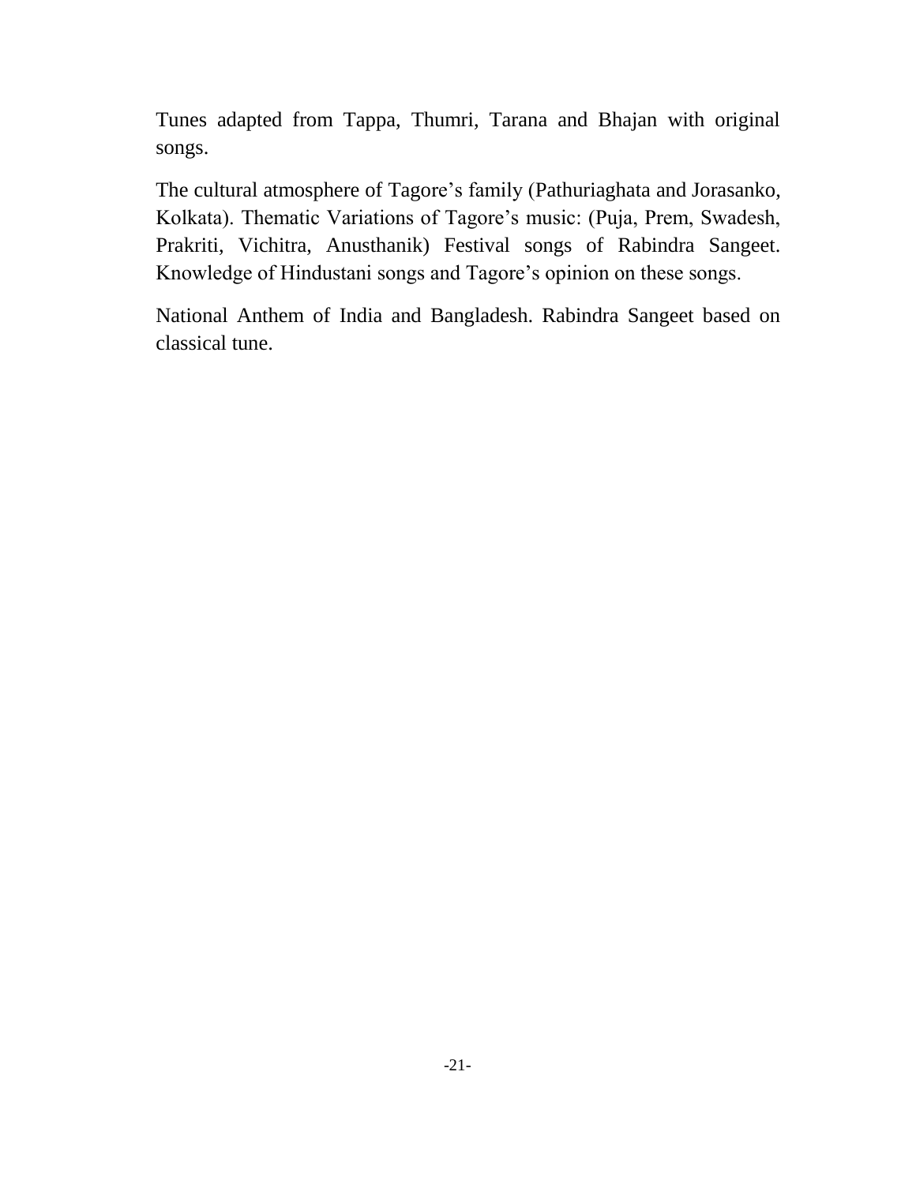Tunes adapted from Tappa, Thumri, Tarana and Bhajan with original songs.

The cultural atmosphere of Tagore's family (Pathuriaghata and Jorasanko, Kolkata). Thematic Variations of Tagore's music: (Puja, Prem, Swadesh, Prakriti, Vichitra, Anusthanik) Festival songs of Rabindra Sangeet. Knowledge of Hindustani songs and Tagore's opinion on these songs.

National Anthem of India and Bangladesh. Rabindra Sangeet based on classical tune.